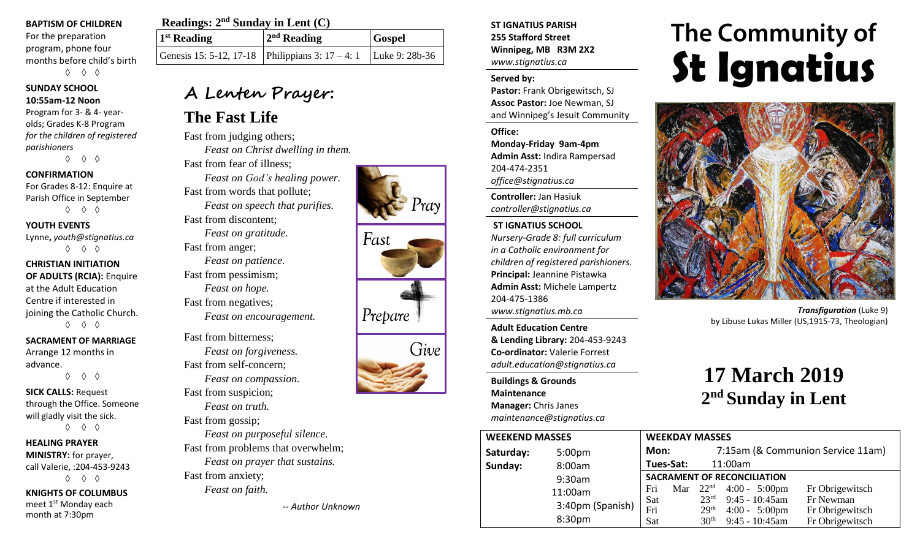**BAPTISM OF CHILDREN**
For the preparation program, phone four months before child's birth
◊ ◊ ◊

**SUNDAY SCHOOL**
**10:55am-12 Noon**
Program for 3- & 4- year-olds; Grades K-8 Program *for the children of registered parishioners*
◊ ◊ ◊

**CONFIRMATION**
For Grades 8-12: Enquire at Parish Office in September
◊ ◊ ◊

**YOUTH EVENTS**
Lynne, *youth@stignatius.ca*
◊ ◊ ◊

**CHRISTIAN INITIATION OF ADULTS (RCIA):** Enquire at the Adult Education Centre if interested in joining the Catholic Church.
◊ ◊ ◊

**SACRAMENT OF MARRIAGE**
Arrange 12 months in advance.
◊ ◊ ◊

**SICK CALLS:** Request through the Office. Someone will gladly visit the sick.
◊ ◊ ◊

**HEALING PRAYER MINISTRY:** for prayer, call Valerie, :204-453-9243
◊ ◊ ◊

**KNIGHTS OF COLUMBUS**
meet 1st Monday each month at 7:30pm

**Readings: 2nd Sunday in Lent (C)**

| 1st Reading | 2nd Reading | Gospel |
| --- | --- | --- |
| Genesis 15: 5-12, 17-18 | Philippians 3: 17 – 4: 1 | Luke 9: 28b-36 |

## A Lenten Prayer:

## The Fast Life

Fast from judging others;
*Feast on Christ dwelling in them.*
Fast from fear of illness;
*Feast on God's healing power.*
Fast from words that pollute;
*Feast on speech that purifies.*
Fast from discontent;
*Feast on gratitude.*
Fast from anger;
*Feast on patience.*
Fast from pessimism;
*Feast on hope.*
Fast from negatives;
*Feast on encouragement.*

Fast from bitterness;
*Feast on forgiveness.*
Fast from self-concern;
*Feast on compassion.*
Fast from suspicion;
*Feast on truth.*
Fast from gossip;
*Feast on purposeful silence.*
Fast from problems that overwhelm;
*Feast on prayer that sustains.*
Fast from anxiety;
*Feast on faith.*

*-- Author Unknown*

Pray
Fast
Prepare
Give

**ST IGNATIUS PARISH**
**255 Stafford Street**
**Winnipeg, MB R3M 2X2**
*www.stignatius.ca*

**Served by:**
**Pastor:** Frank Obrigewitsch, SJ
**Assoc Pastor:** Joe Newman, SJ
and Winnipeg's Jesuit Community

**Office:**
**Monday-Friday 9am-4pm**
**Admin Asst:** Indira Rampersad
204-474-2351
*office@stignatius.ca*

**Controller:** Jan Hasiuk
*controller@stignatius.ca*

**ST IGNATIUS SCHOOL**
*Nursery-Grade 8: full curriculum in a Catholic environment for children of registered parishioners.*
**Principal:** Jeannine Pistawka
**Admin Asst:** Michele Lampertz
204-475-1386
*www.stignatius.mb.ca*

**Adult Education Centre & Lending Library:** 204-453-9243
**Co-ordinator:** Valerie Forrest
*adult.education@stignatius.ca*

**Buildings & Grounds Maintenance**
**Manager:** Chris Janes
*maintenance@stignatius.ca*

# The Community of St Ignatius

***Transfiguration*** (Luke 9) by Libuse Lukas Miller (US,1915-73, Theologian)

# 17 March 2019
# 2nd Sunday in Lent

| WEEKEND MASSES | |
| --- | --- |
| Saturday: | 5:00pm |
| Sunday: | 8:00am |
| | 9:30am |
| | 11:00am |
| | 3:40pm (Spanish) |
| | 8:30pm |

| WEEKDAY MASSES | | | | |
| --- | --- | --- | --- | --- |
| Mon: | 7:15am (& Communion Service 11am) | | | |
| Tues-Sat: | 11:00am | | | |
| **SACRAMENT OF RECONCILIATION** | | | | |
| Fri | Mar | 22nd | 4:00 - 5:00pm | Fr Obrigewitsch |
| Sat | | 23rd | 9:45 - 10:45am | Fr Newman |
| Fri | | 29th | 4:00 - 5:00pm | Fr Obrigewitsch |
| Sat | | 30th | 9:45 - 10:45am | Fr Obrigewitsch |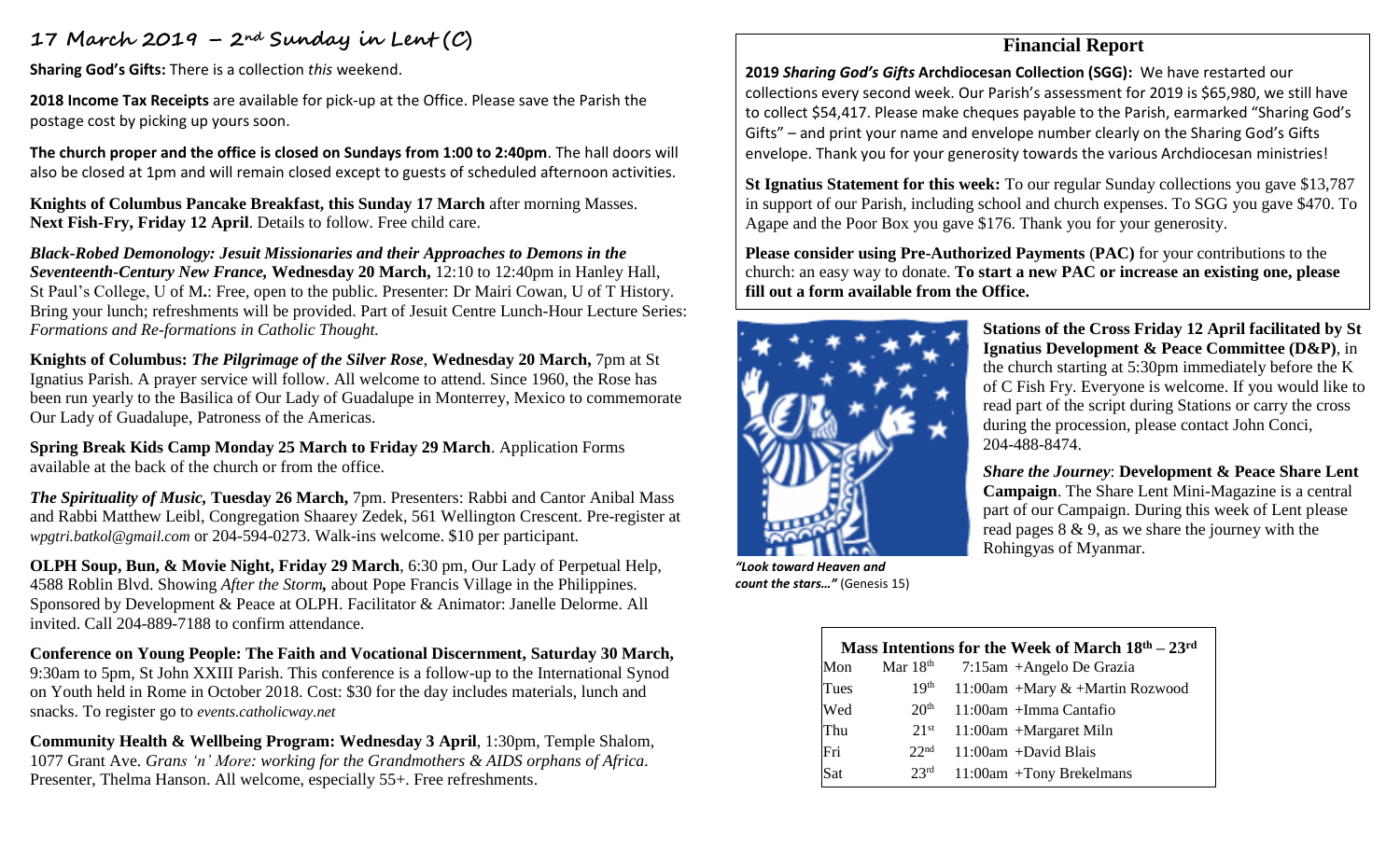# 17 March 2019 – 2nd Sunday in Lent (C)

**Sharing God's Gifts:** There is a collection *this* weekend.

**2018 Income Tax Receipts** are available for pick-up at the Office. Please save the Parish the postage cost by picking up yours soon.

**The church proper and the office is closed on Sundays from 1:00 to 2:40pm**. The hall doors will also be closed at 1pm and will remain closed except to guests of scheduled afternoon activities.

**Knights of Columbus Pancake Breakfast, this Sunday 17 March** after morning Masses. **Next Fish-Fry, Friday 12 April**. Details to follow. Free child care.

***Black-Robed Demonology: Jesuit Missionaries and their Approaches to Demons in the Seventeenth-Century New France,* Wednesday 20 March,** 12:10 to 12:40pm in Hanley Hall, St Paul's College, U of M.: Free, open to the public. Presenter: Dr Mairi Cowan, U of T History. Bring your lunch; refreshments will be provided. Part of Jesuit Centre Lunch-Hour Lecture Series: *Formations and Re-formations in Catholic Thought.*

**Knights of Columbus:** ***The Pilgrimage of the Silver Rose*, Wednesday 20 March,** 7pm at St Ignatius Parish. A prayer service will follow. All welcome to attend. Since 1960, the Rose has been run yearly to the Basilica of Our Lady of Guadalupe in Monterrey, Mexico to commemorate Our Lady of Guadalupe, Patroness of the Americas.

**Spring Break Kids Camp Monday 25 March to Friday 29 March**. Application Forms available at the back of the church or from the office.

***The Spirituality of Music,* Tuesday 26 March,** 7pm. Presenters: Rabbi and Cantor Anibal Mass and Rabbi Matthew Leibl, Congregation Shaarey Zedek, 561 Wellington Crescent. Pre-register at *wpgtri.batkol@gmail.com* or 204-594-0273. Walk-ins welcome. $10 per participant.

**OLPH Soup, Bun, & Movie Night, Friday 29 March**, 6:30 pm, Our Lady of Perpetual Help, 4588 Roblin Blvd. Showing *After the Storm,* about Pope Francis Village in the Philippines. Sponsored by Development & Peace at OLPH. Facilitator & Animator: Janelle Delorme. All invited. Call 204-889-7188 to confirm attendance.

**Conference on Young People: The Faith and Vocational Discernment, Saturday 30 March,** 9:30am to 5pm, St John XXIII Parish. This conference is a follow-up to the International Synod on Youth held in Rome in October 2018. Cost: $30 for the day includes materials, lunch and snacks. To register go to *events.catholicway.net*

**Community Health & Wellbeing Program: Wednesday 3 April**, 1:30pm, Temple Shalom, 1077 Grant Ave. *Grans 'n' More: working for the Grandmothers & AIDS orphans of Africa.* Presenter, Thelma Hanson. All welcome, especially 55+. Free refreshments.

## Financial Report

**2019 *Sharing God's Gifts* Archdiocesan Collection (SGG):** We have restarted our collections every second week. Our Parish's assessment for 2019 is $65,980, we still have to collect $54,417. Please make cheques payable to the Parish, earmarked "Sharing God's Gifts" – and print your name and envelope number clearly on the Sharing God's Gifts envelope. Thank you for your generosity towards the various Archdiocesan ministries!

**St Ignatius Statement for this week:** To our regular Sunday collections you gave $13,787 in support of our Parish, including school and church expenses. To SGG you gave $470. To Agape and the Poor Box you gave $176. Thank you for your generosity.

**Please consider using Pre-Authorized Payments** (**PAC)** for your contributions to the church: an easy way to donate. **To start a new PAC or increase an existing one, please fill out a form available from the Office.**

***"Look toward Heaven and count the stars…"*** (Genesis 15)

**Stations of the Cross Friday 12 April facilitated by St Ignatius Development & Peace Committee (D&P)**, in the church starting at 5:30pm immediately before the K of C Fish Fry. Everyone is welcome. If you would like to read part of the script during Stations or carry the cross during the procession, please contact John Conci, 204-488-8474.

***Share the Journey*: Development & Peace Share Lent Campaign**. The Share Lent Mini-Magazine is a central part of our Campaign. During this week of Lent please read pages 8 & 9, as we share the journey with the Rohingyas of Myanmar.

**Mass Intentions for the Week of March 18th – 23rd**

| | | |
|---|---|---|
| Mon | Mar 18th | 7:15am +Angelo De Grazia |
| Tues | 19th | 11:00am +Mary & +Martin Rozwood |
| Wed | 20th | 11:00am +Imma Cantafio |
| Thu | 21st | 11:00am +Margaret Miln |
| Fri | 22nd | 11:00am +David Blais |
| Sat | 23rd | 11:00am +Tony Brekelmans |